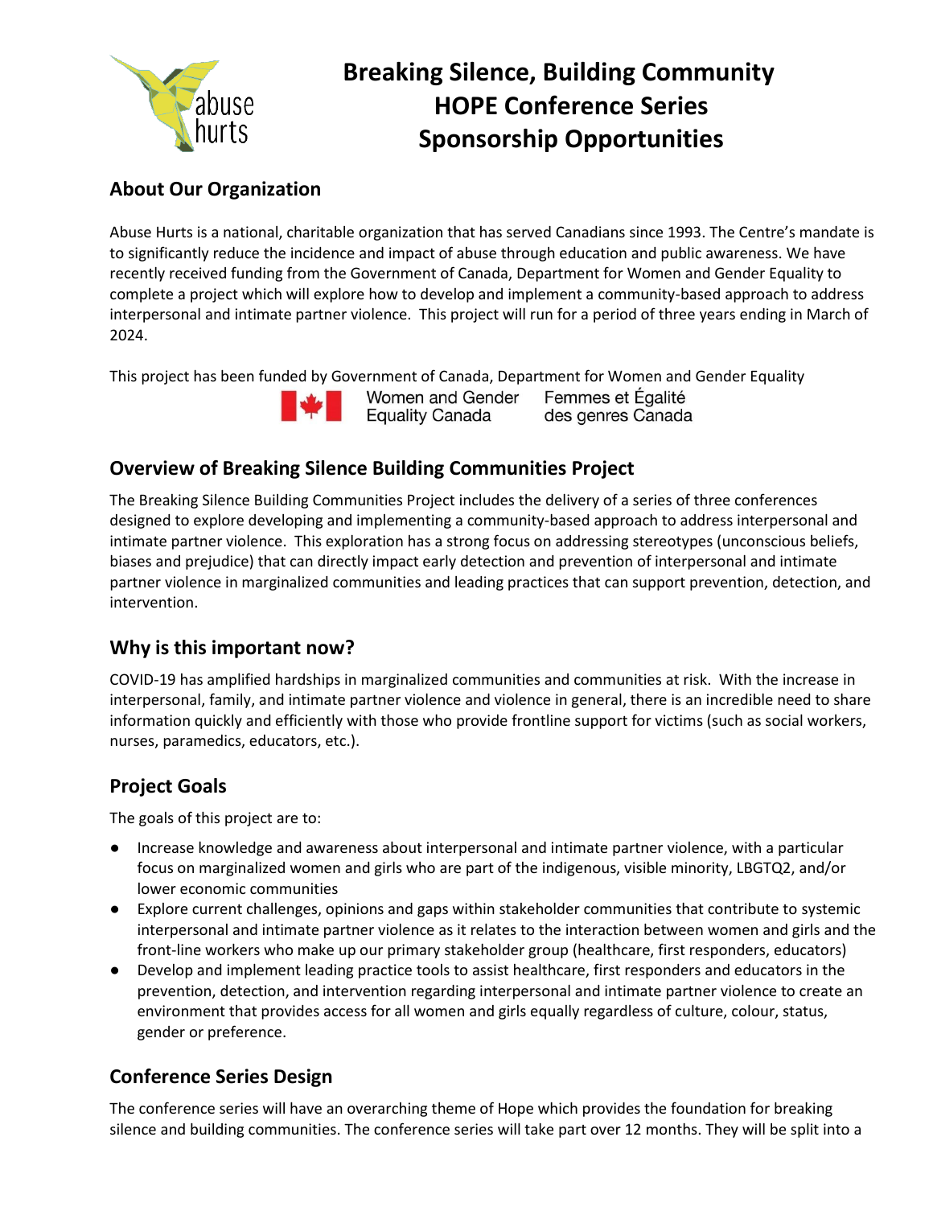# Breaking Silence, Building Community
# HOPE Conference Series
# Sponsorship Opportunities

## About Our Organization

Abuse Hurts is a national, charitable organization that has served Canadians since 1993. The Centre's mandate is to significantly reduce the incidence and impact of abuse through education and public awareness. We have recently received funding from the Government of Canada, Department for Women and Gender Equality to complete a project which will explore how to develop and implement a community-based approach to address interpersonal and intimate partner violence. This project will run for a period of three years ending in March of 2024.

This project has been funded by Government of Canada, Department for Women and Gender Equality

Women and Gender Equality Canada    Femmes et Égalité des genres Canada

## Overview of Breaking Silence Building Communities Project

The Breaking Silence Building Communities Project includes the delivery of a series of three conferences designed to explore developing and implementing a community-based approach to address interpersonal and intimate partner violence. This exploration has a strong focus on addressing stereotypes (unconscious beliefs, biases and prejudice) that can directly impact early detection and prevention of interpersonal and intimate partner violence in marginalized communities and leading practices that can support prevention, detection, and intervention.

## Why is this important now?

COVID-19 has amplified hardships in marginalized communities and communities at risk. With the increase in interpersonal, family, and intimate partner violence and violence in general, there is an incredible need to share information quickly and efficiently with those who provide frontline support for victims (such as social workers, nurses, paramedics, educators, etc.).

## Project Goals

The goals of this project are to:

- Increase knowledge and awareness about interpersonal and intimate partner violence, with a particular focus on marginalized women and girls who are part of the indigenous, visible minority, LBGTQ2, and/or lower economic communities
- Explore current challenges, opinions and gaps within stakeholder communities that contribute to systemic interpersonal and intimate partner violence as it relates to the interaction between women and girls and the front-line workers who make up our primary stakeholder group (healthcare, first responders, educators)
- Develop and implement leading practice tools to assist healthcare, first responders and educators in the prevention, detection, and intervention regarding interpersonal and intimate partner violence to create an environment that provides access for all women and girls equally regardless of culture, colour, status, gender or preference.

## Conference Series Design

The conference series will have an overarching theme of Hope which provides the foundation for breaking silence and building communities. The conference series will take part over 12 months. They will be split into a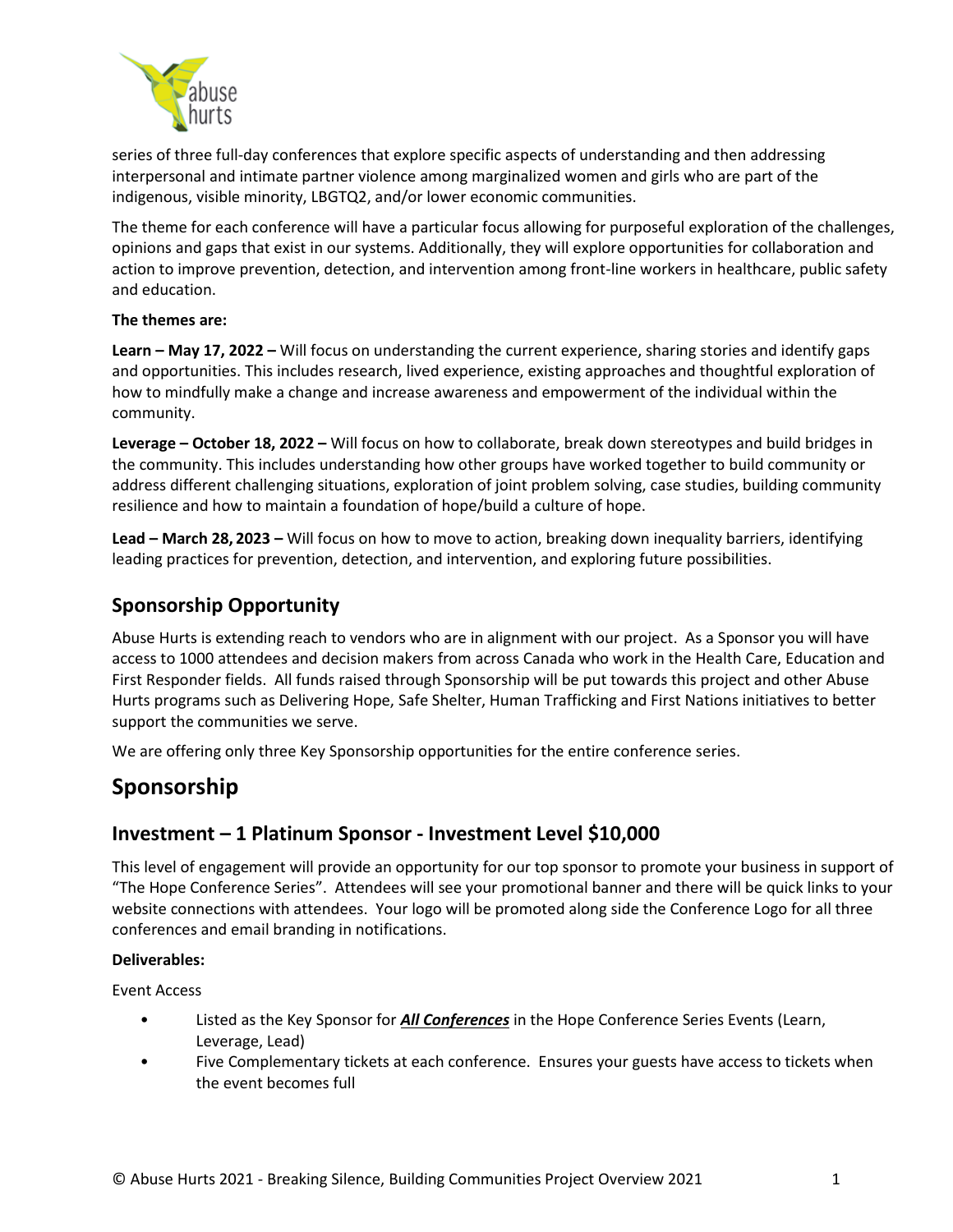series of three full-day conferences that explore specific aspects of understanding and then addressing interpersonal and intimate partner violence among marginalized women and girls who are part of the indigenous, visible minority, LBGTQ2, and/or lower economic communities.

The theme for each conference will have a particular focus allowing for purposeful exploration of the challenges, opinions and gaps that exist in our systems. Additionally, they will explore opportunities for collaboration and action to improve prevention, detection, and intervention among front-line workers in healthcare, public safety and education.

**The themes are:**

**Learn – May 17, 2022 –** Will focus on understanding the current experience, sharing stories and identify gaps and opportunities. This includes research, lived experience, existing approaches and thoughtful exploration of how to mindfully make a change and increase awareness and empowerment of the individual within the community.

**Leverage – October 18, 2022 –** Will focus on how to collaborate, break down stereotypes and build bridges in the community. This includes understanding how other groups have worked together to build community or address different challenging situations, exploration of joint problem solving, case studies, building community resilience and how to maintain a foundation of hope/build a culture of hope.

**Lead – March 28, 2023 –** Will focus on how to move to action, breaking down inequality barriers, identifying leading practices for prevention, detection, and intervention, and exploring future possibilities.

## Sponsorship Opportunity

Abuse Hurts is extending reach to vendors who are in alignment with our project. As a Sponsor you will have access to 1000 attendees and decision makers from across Canada who work in the Health Care, Education and First Responder fields. All funds raised through Sponsorship will be put towards this project and other Abuse Hurts programs such as Delivering Hope, Safe Shelter, Human Trafficking and First Nations initiatives to better support the communities we serve.

We are offering only three Key Sponsorship opportunities for the entire conference series.

# Sponsorship

## Investment – 1 Platinum Sponsor - Investment Level $10,000

This level of engagement will provide an opportunity for our top sponsor to promote your business in support of "The Hope Conference Series". Attendees will see your promotional banner and there will be quick links to your website connections with attendees. Your logo will be promoted along side the Conference Logo for all three conferences and email branding in notifications.

**Deliverables:**

Event Access

- Listed as the Key Sponsor for ***All Conferences*** in the Hope Conference Series Events (Learn, Leverage, Lead)
- Five Complementary tickets at each conference. Ensures your guests have access to tickets when the event becomes full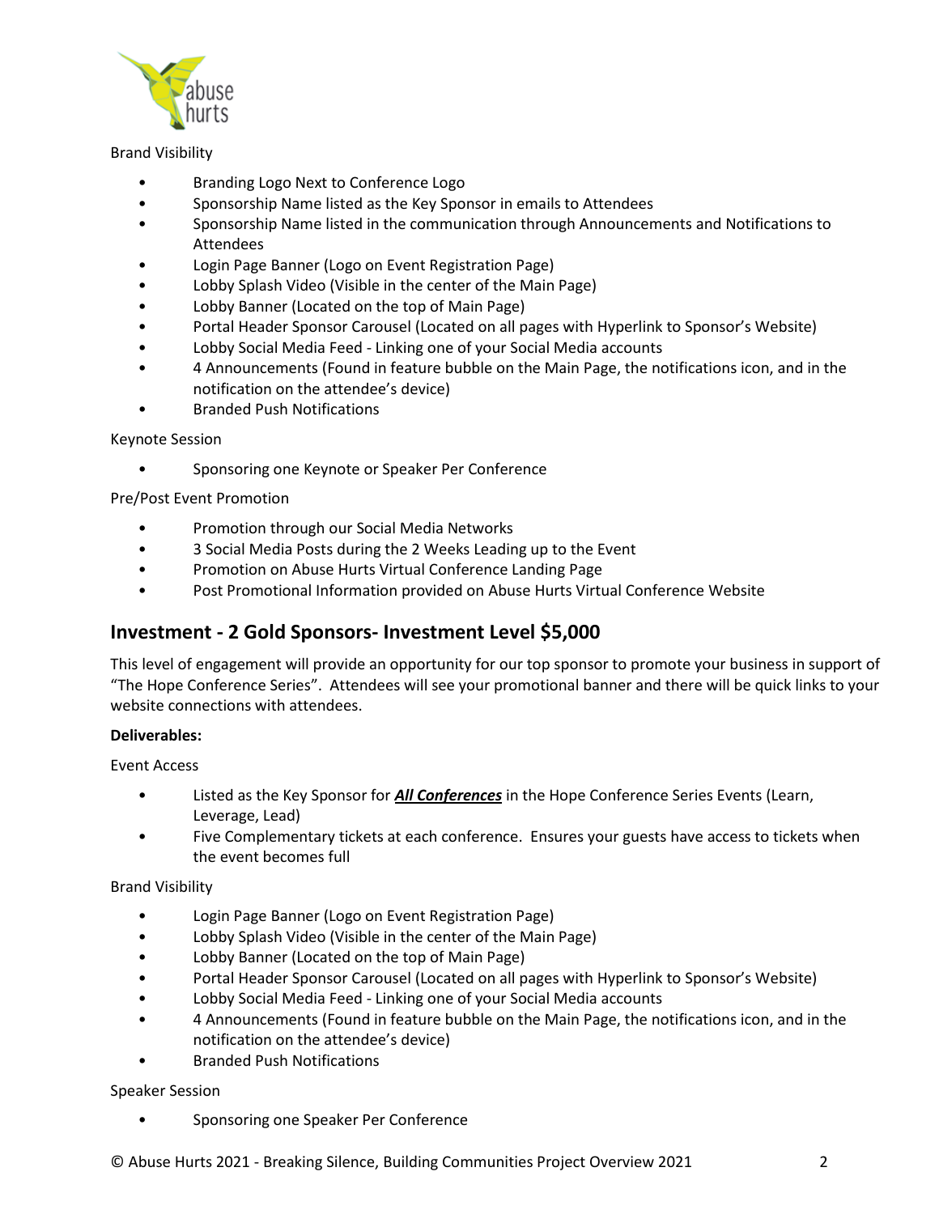Brand Visibility

- Branding Logo Next to Conference Logo
- Sponsorship Name listed as the Key Sponsor in emails to Attendees
- Sponsorship Name listed in the communication through Announcements and Notifications to Attendees
- Login Page Banner (Logo on Event Registration Page)
- Lobby Splash Video (Visible in the center of the Main Page)
- Lobby Banner (Located on the top of Main Page)
- Portal Header Sponsor Carousel (Located on all pages with Hyperlink to Sponsor's Website)
- Lobby Social Media Feed - Linking one of your Social Media accounts
- 4 Announcements (Found in feature bubble on the Main Page, the notifications icon, and in the notification on the attendee's device)
- Branded Push Notifications

Keynote Session

- Sponsoring one Keynote or Speaker Per Conference

Pre/Post Event Promotion

- Promotion through our Social Media Networks
- 3 Social Media Posts during the 2 Weeks Leading up to the Event
- Promotion on Abuse Hurts Virtual Conference Landing Page
- Post Promotional Information provided on Abuse Hurts Virtual Conference Website

## Investment - 2 Gold Sponsors- Investment Level $5,000

This level of engagement will provide an opportunity for our top sponsor to promote your business in support of "The Hope Conference Series". Attendees will see your promotional banner and there will be quick links to your website connections with attendees.

**Deliverables:**

Event Access

- Listed as the Key Sponsor for ***All Conferences*** in the Hope Conference Series Events (Learn, Leverage, Lead)
- Five Complementary tickets at each conference. Ensures your guests have access to tickets when the event becomes full

Brand Visibility

- Login Page Banner (Logo on Event Registration Page)
- Lobby Splash Video (Visible in the center of the Main Page)
- Lobby Banner (Located on the top of Main Page)
- Portal Header Sponsor Carousel (Located on all pages with Hyperlink to Sponsor's Website)
- Lobby Social Media Feed - Linking one of your Social Media accounts
- 4 Announcements (Found in feature bubble on the Main Page, the notifications icon, and in the notification on the attendee's device)
- Branded Push Notifications

Speaker Session

- Sponsoring one Speaker Per Conference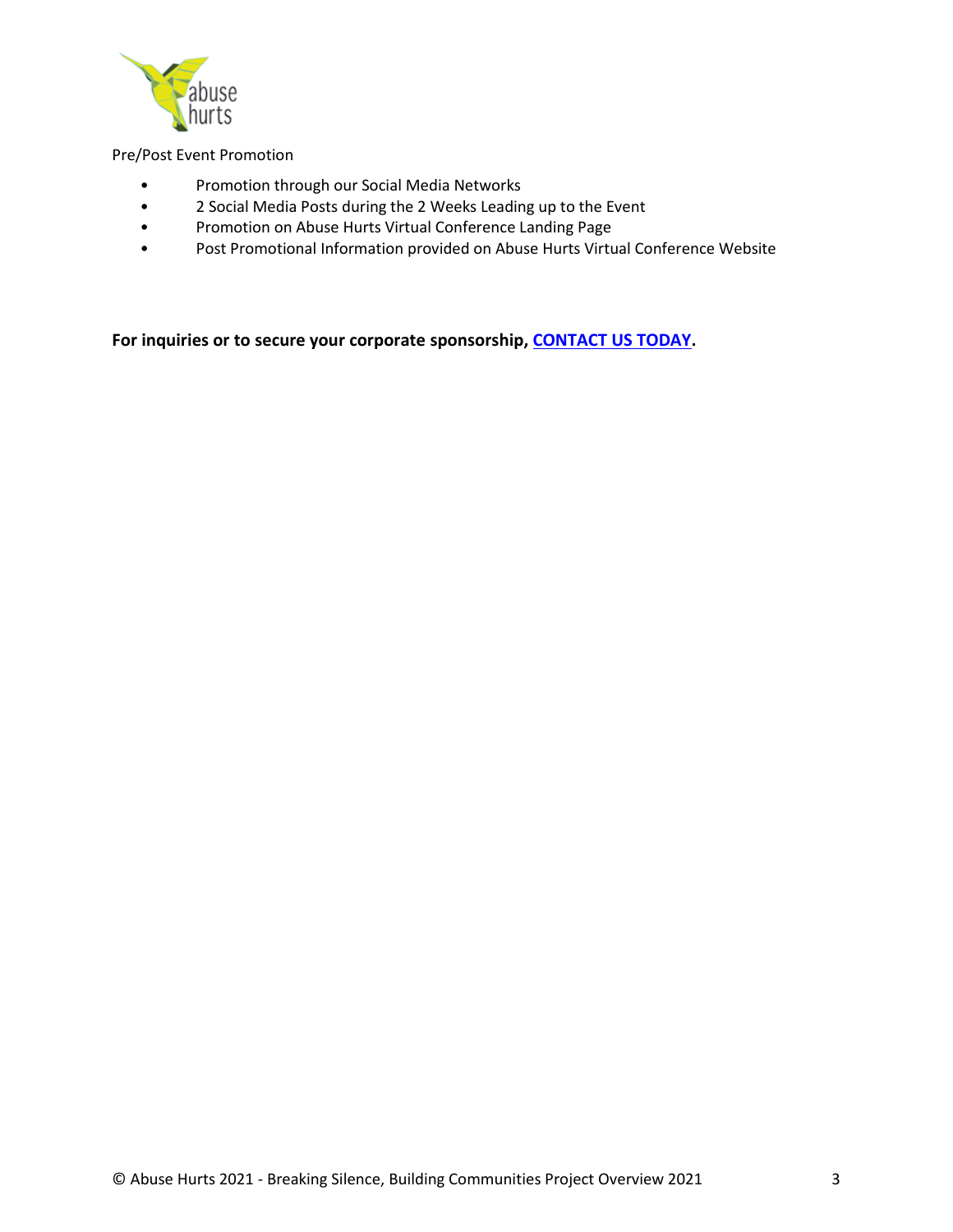Pre/Post Event Promotion

- Promotion through our Social Media Networks
- 2 Social Media Posts during the 2 Weeks Leading up to the Event
- Promotion on Abuse Hurts Virtual Conference Landing Page
- Post Promotional Information provided on Abuse Hurts Virtual Conference Website

**For inquiries or to secure your corporate sponsorship, CONTACT US TODAY.**